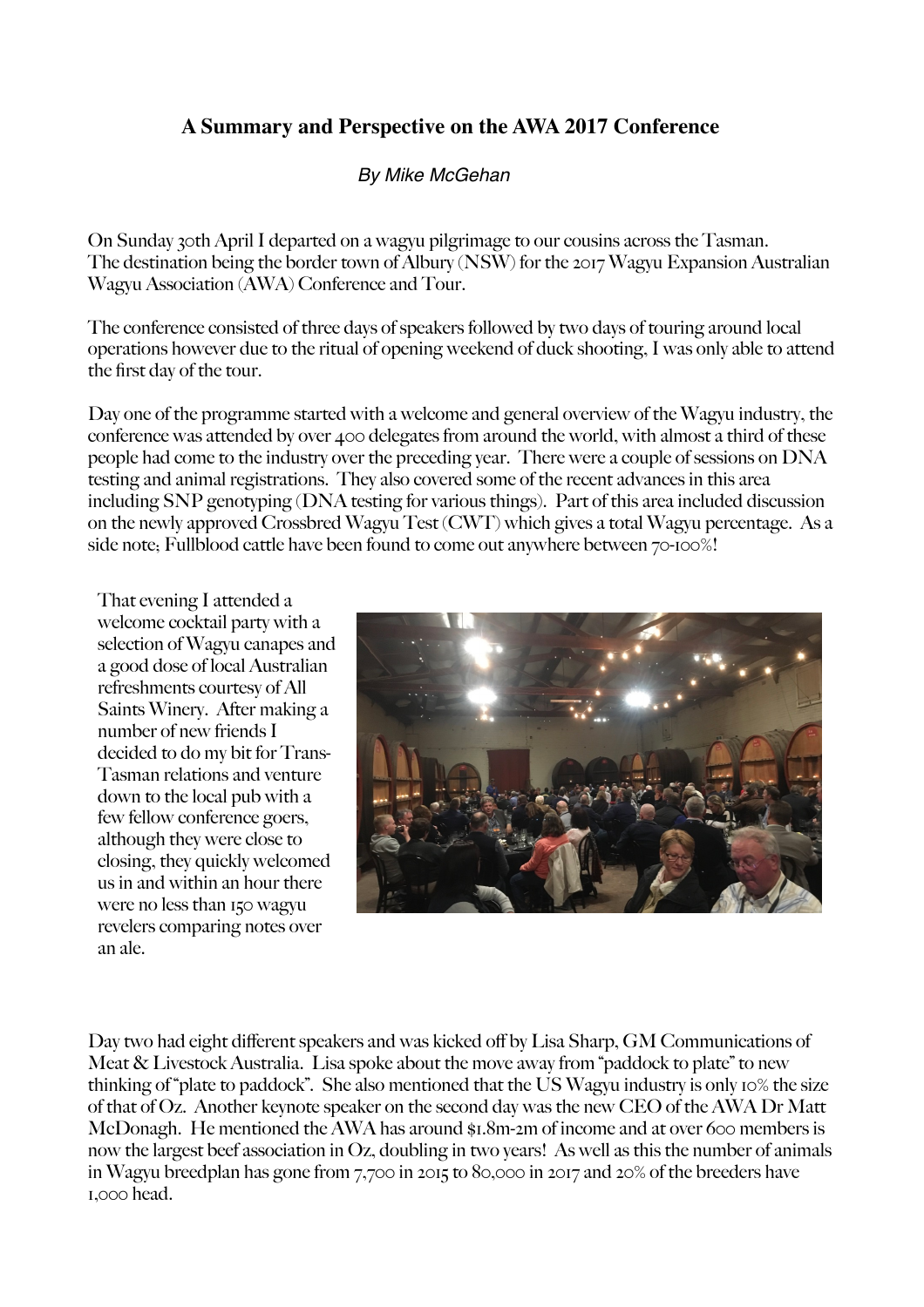### A Summary and Perspective on the AWA 2017 Conference

*By Mike McGehan*

On Sunday 30th April I departed on a wagyu pilgrimage to our cousins across the Tasman. The destination being the border town of Albury (NSW) for the 2017 Wagyu Expansion Australian Wagyu Association (AWA) Conference and Tour.

The conference consisted of three days of speakers followed by two days of touring around local operations however due to the ritual of opening weekend of duck shooting, I was only able to attend the first day of the tour.

Day one of the programme started with a welcome and general overview of the Wagyu industry, the conference was attended by over 400 delegates from around the world, with almost a third of these people had come to the industry over the preceding year. There were a couple of sessions on DNA testing and animal registrations. They also covered some of the recent advances in this area including SNP genotyping (DNA testing for various things). Part of this area included discussion on the newly approved Crossbred Wagyu Test (CWT) which gives a total Wagyu percentage. As a side note; Fullblood cattle have been found to come out anywhere between 70-100%!

That evening I attended a welcome cocktail party with a selection of Wagyu canapes and a good dose of local Australian refreshments courtesy of All Saints Winery. After making a number of new friends I decided to do my bit for Trans-Tasman relations and venture down to the local pub with a few fellow conference goers, although they were close to closing, they quickly welcomed us in and within an hour there were no less than 150 wagyu revelers comparing notes over an ale.

Day two had eight different speakers and was kicked off by Lisa Sharp, GM Communications of Meat & Livestock Australia. Lisa spoke about the move away from "paddock to plate" to new thinking of "plate to paddock". She also mentioned that the US Wagyu industry is only 10% the size of that of Oz. Another keynote speaker on the second day was the new CEO of the AWA Dr Matt McDonagh. He mentioned the AWA has around $1.8m-2m of income and at over 600 members is now the largest beef association in Oz, doubling in two years! As well as this the number of animals in Wagyu breedplan has gone from 7,700 in 2015 to 80,000 in 2017 and 20% of the breeders have 1,000 head.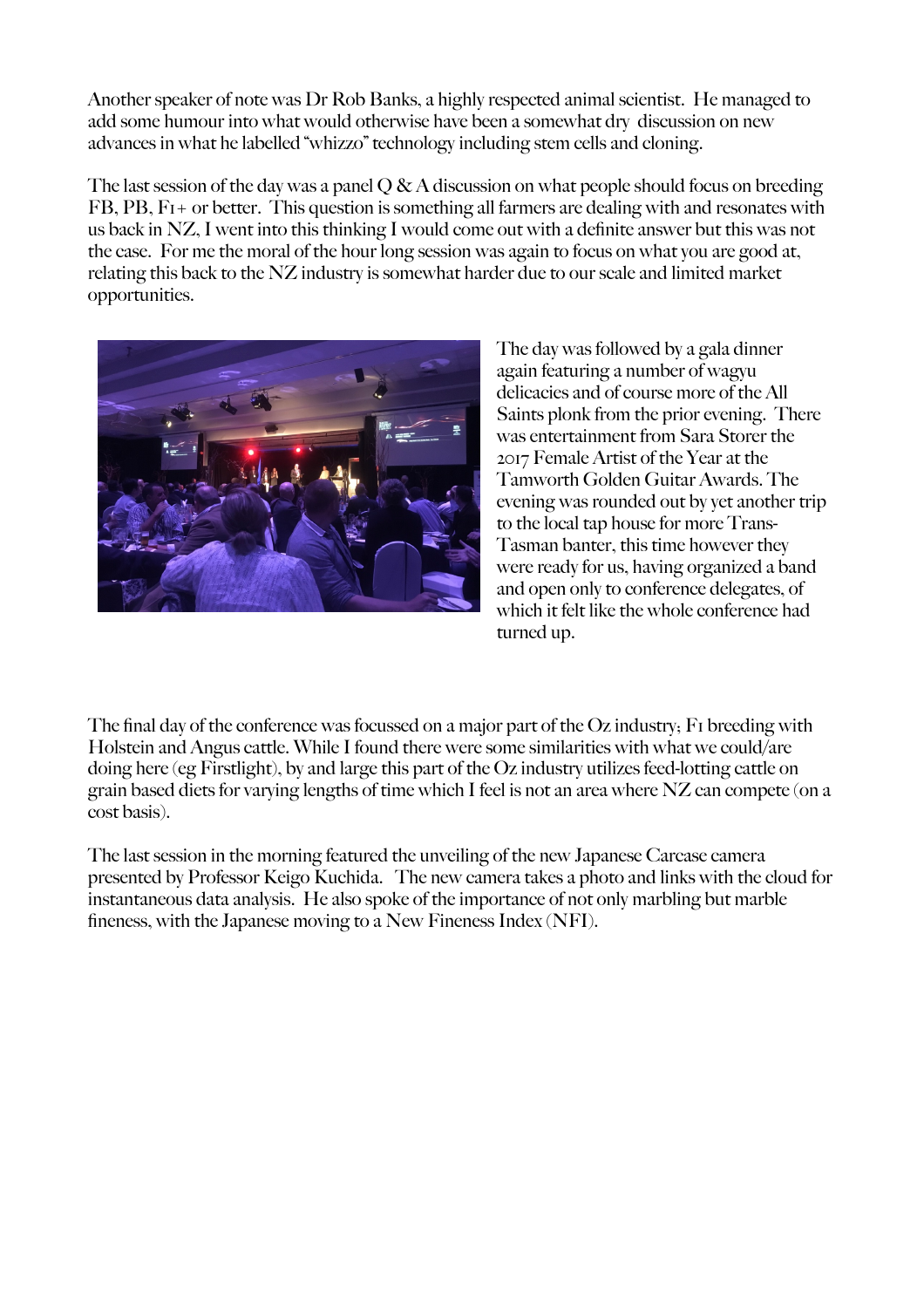Another speaker of note was Dr Rob Banks, a highly respected animal scientist. He managed to add some humour into what would otherwise have been a somewhat dry discussion on new advances in what he labelled "whizzo" technology including stem cells and cloning.

The last session of the day was a panel Q & A discussion on what people should focus on breeding FB, PB, F1+ or better. This question is something all farmers are dealing with and resonates with us back in NZ, I went into this thinking I would come out with a definite answer but this was not the case. For me the moral of the hour long session was again to focus on what you are good at, relating this back to the NZ industry is somewhat harder due to our scale and limited market opportunities.

The day was followed by a gala dinner again featuring a number of wagyu delicacies and of course more of the All Saints plonk from the prior evening. There was entertainment from Sara Storer the 2017 Female Artist of the Year at the Tamworth Golden Guitar Awards. The evening was rounded out by yet another trip to the local tap house for more Trans-Tasman banter, this time however they were ready for us, having organized a band and open only to conference delegates, of which it felt like the whole conference had turned up.

The final day of the conference was focussed on a major part of the Oz industry; F1 breeding with Holstein and Angus cattle. While I found there were some similarities with what we could/are doing here (eg Firstlight), by and large this part of the Oz industry utilizes feed-lotting cattle on grain based diets for varying lengths of time which I feel is not an area where NZ can compete (on a cost basis).

The last session in the morning featured the unveiling of the new Japanese Carcase camera presented by Professor Keigo Kuchida. The new camera takes a photo and links with the cloud for instantaneous data analysis. He also spoke of the importance of not only marbling but marble fineness, with the Japanese moving to a New Fineness Index (NFI).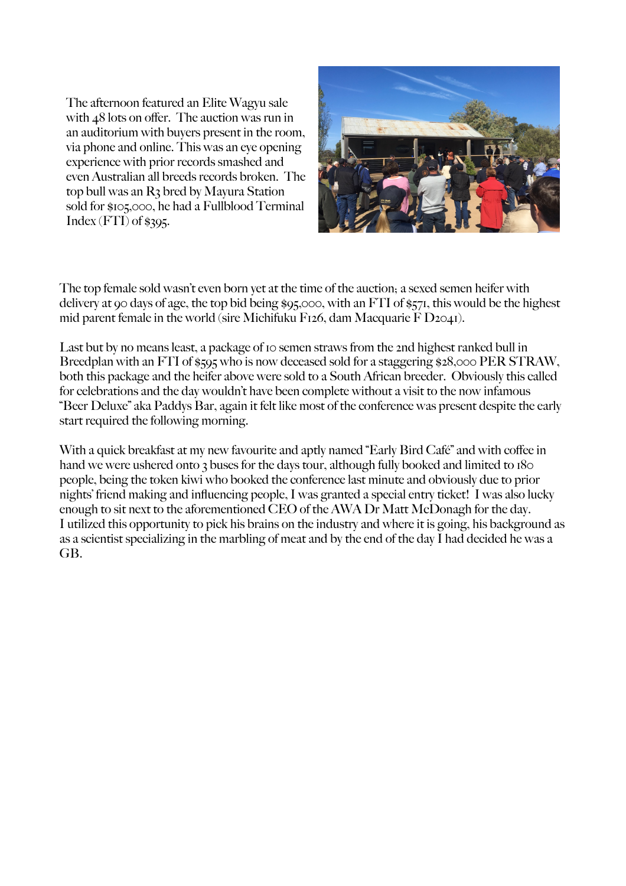The afternoon featured an Elite Wagyu sale with 48 lots on offer. The auction was run in an auditorium with buyers present in the room, via phone and online. This was an eye opening experience with prior records smashed and even Australian all breeds records broken. The top bull was an R3 bred by Mayura Station sold for $105,000, he had a Fullblood Terminal Index (FTI) of $395.

The top female sold wasn't even born yet at the time of the auction; a sexed semen heifer with delivery at 90 days of age, the top bid being $95,000, with an FTI of $571, this would be the highest mid parent female in the world (sire Michifuku F126, dam Macquarie F D2041).

Last but by no means least, a package of 10 semen straws from the 2nd highest ranked bull in Breedplan with an FTI of $595 who is now deceased sold for a staggering $28,000 PER STRAW, both this package and the heifer above were sold to a South African breeder. Obviously this called for celebrations and the day wouldn't have been complete without a visit to the now infamous "Beer Deluxe" aka Paddys Bar, again it felt like most of the conference was present despite the early start required the following morning.

With a quick breakfast at my new favourite and aptly named "Early Bird Café" and with coffee in hand we were ushered onto 3 buses for the days tour, although fully booked and limited to 180 people, being the token kiwi who booked the conference last minute and obviously due to prior nights' friend making and influencing people, I was granted a special entry ticket! I was also lucky enough to sit next to the aforementioned CEO of the AWA Dr Matt McDonagh for the day. I utilized this opportunity to pick his brains on the industry and where it is going, his background as as a scientist specializing in the marbling of meat and by the end of the day I had decided he was a GB.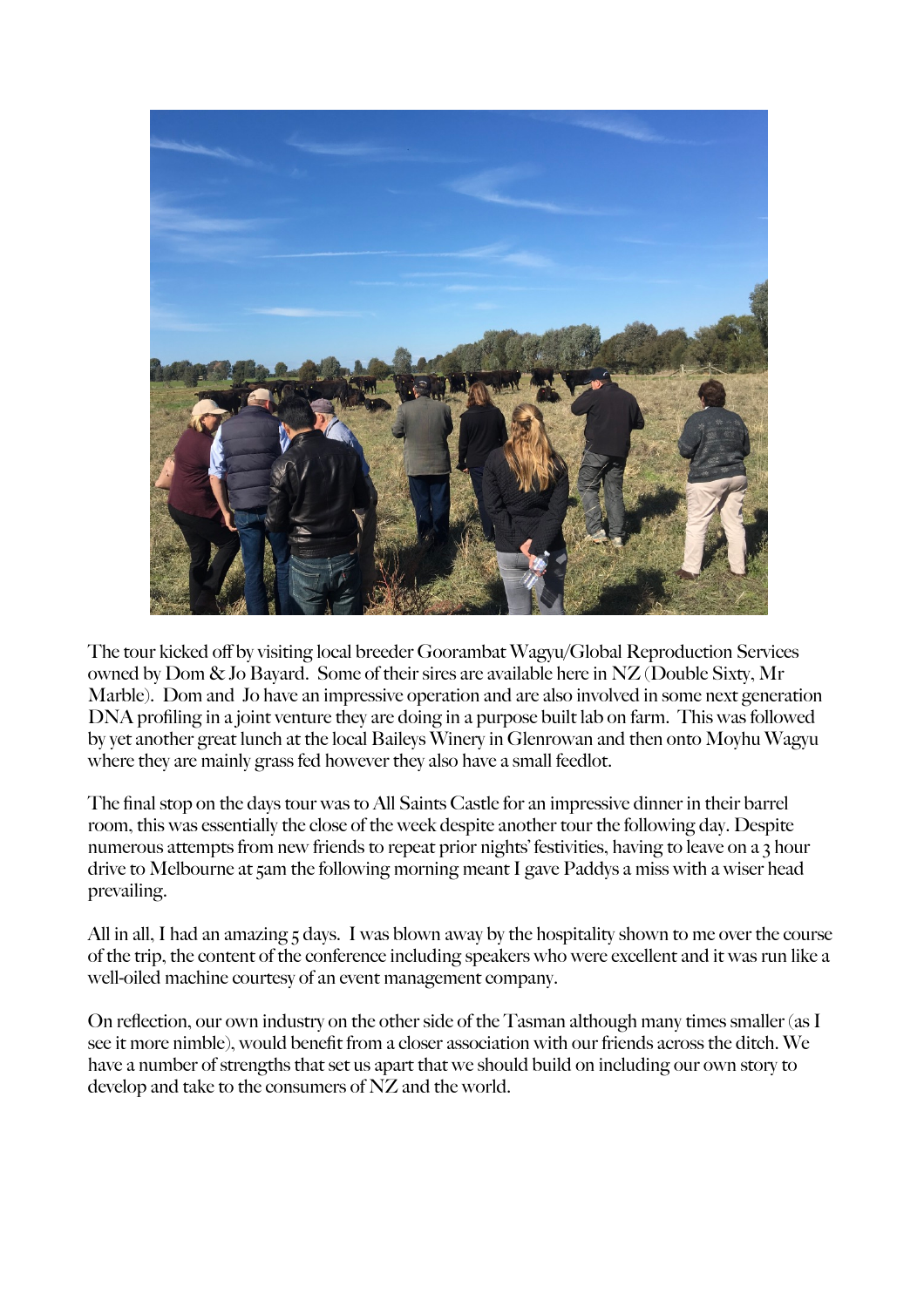The tour kicked off by visiting local breeder Goorambat Wagyu/Global Reproduction Services owned by Dom & Jo Bayard. Some of their sires are available here in NZ (Double Sixty, Mr Marble). Dom and Jo have an impressive operation and are also involved in some next generation DNA profiling in a joint venture they are doing in a purpose built lab on farm. This was followed by yet another great lunch at the local Baileys Winery in Glenrowan and then onto Moyhu Wagyu where they are mainly grass fed however they also have a small feedlot.

The final stop on the days tour was to All Saints Castle for an impressive dinner in their barrel room, this was essentially the close of the week despite another tour the following day. Despite numerous attempts from new friends to repeat prior nights' festivities, having to leave on a 3 hour drive to Melbourne at 5am the following morning meant I gave Paddys a miss with a wiser head prevailing.

All in all, I had an amazing 5 days. I was blown away by the hospitality shown to me over the course of the trip, the content of the conference including speakers who were excellent and it was run like a well-oiled machine courtesy of an event management company.

On reflection, our own industry on the other side of the Tasman although many times smaller (as I see it more nimble), would benefit from a closer association with our friends across the ditch. We have a number of strengths that set us apart that we should build on including our own story to develop and take to the consumers of NZ and the world.